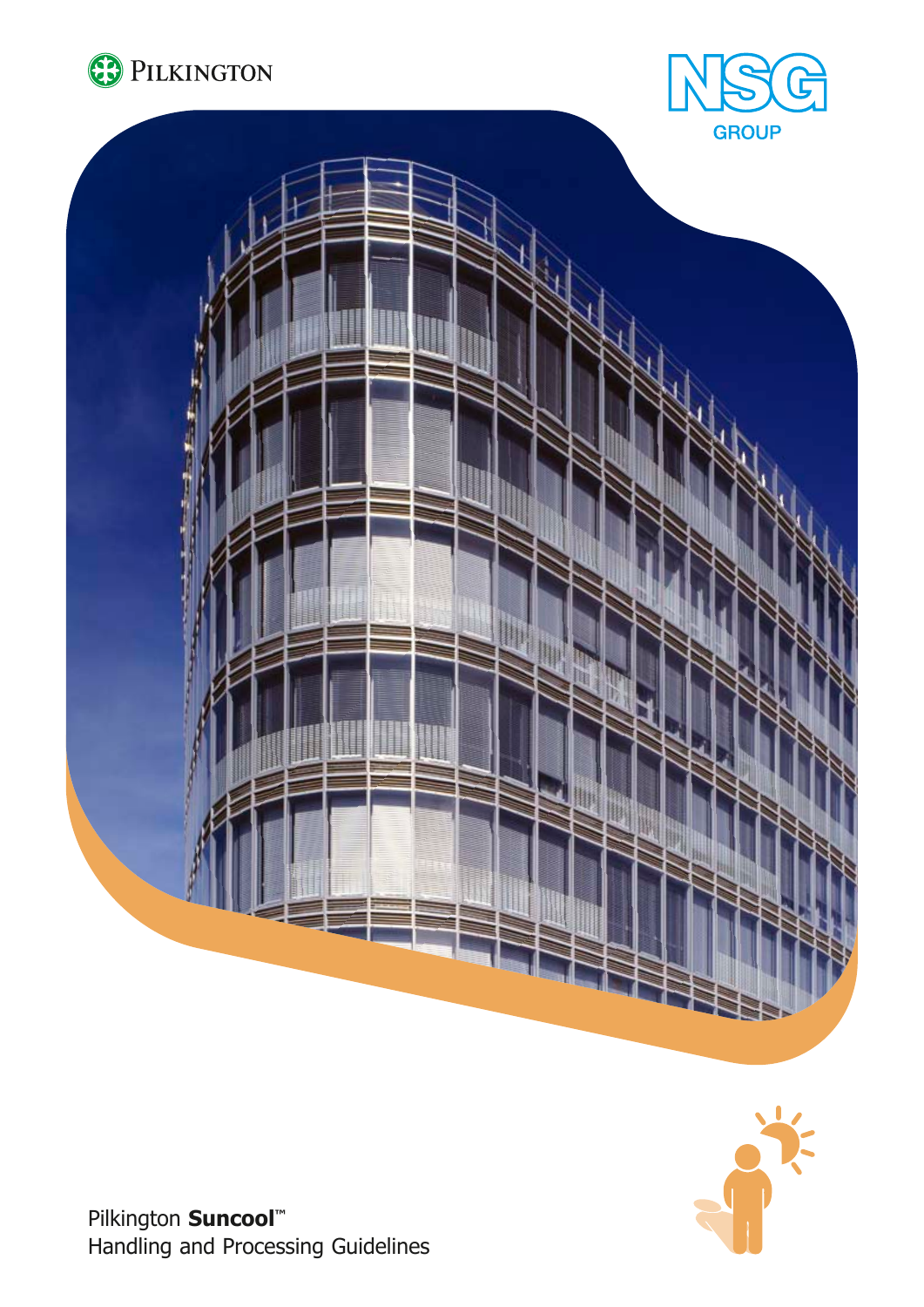Pilkington

NSG GROUP

# Pilkington **Suncool**™ Handling and Processing Guidelines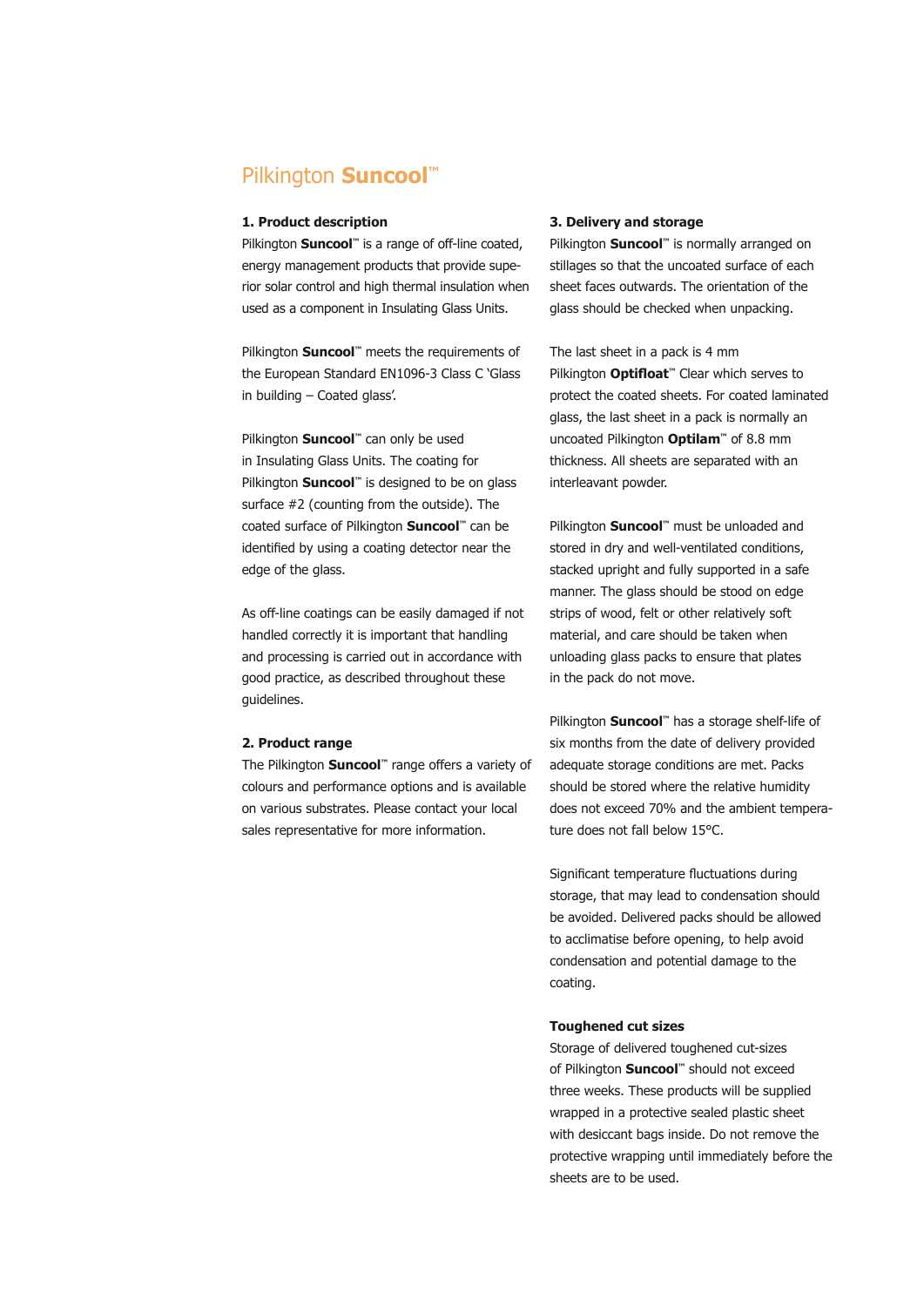# Pilkington **Suncool**™

## 1. Product description

Pilkington **Suncool**™ is a range of off-line coated, energy management products that provide superior solar control and high thermal insulation when used as a component in Insulating Glass Units.

Pilkington **Suncool**™ meets the requirements of the European Standard EN1096-3 Class C 'Glass in building – Coated glass'.

Pilkington **Suncool**™ can only be used in Insulating Glass Units. The coating for Pilkington **Suncool**™ is designed to be on glass surface #2 (counting from the outside). The coated surface of Pilkington **Suncool**™ can be identified by using a coating detector near the edge of the glass.

As off-line coatings can be easily damaged if not handled correctly it is important that handling and processing is carried out in accordance with good practice, as described throughout these guidelines.

## 2. Product range

The Pilkington **Suncool**™ range offers a variety of colours and performance options and is available on various substrates. Please contact your local sales representative for more information.

## 3. Delivery and storage

Pilkington **Suncool**™ is normally arranged on stillages so that the uncoated surface of each sheet faces outwards. The orientation of the glass should be checked when unpacking.

The last sheet in a pack is 4 mm Pilkington **Optifloat**™ Clear which serves to protect the coated sheets. For coated laminated glass, the last sheet in a pack is normally an uncoated Pilkington **Optilam**™ of 8.8 mm thickness. All sheets are separated with an interleavant powder.

Pilkington **Suncool**™ must be unloaded and stored in dry and well-ventilated conditions, stacked upright and fully supported in a safe manner. The glass should be stood on edge strips of wood, felt or other relatively soft material, and care should be taken when unloading glass packs to ensure that plates in the pack do not move.

Pilkington **Suncool**™ has a storage shelf-life of six months from the date of delivery provided adequate storage conditions are met. Packs should be stored where the relative humidity does not exceed 70% and the ambient temperature does not fall below 15°C.

Significant temperature fluctuations during storage, that may lead to condensation should be avoided. Delivered packs should be allowed to acclimatise before opening, to help avoid condensation and potential damage to the coating.

### Toughened cut sizes

Storage of delivered toughened cut-sizes of Pilkington **Suncool**™ should not exceed three weeks. These products will be supplied wrapped in a protective sealed plastic sheet with desiccant bags inside. Do not remove the protective wrapping until immediately before the sheets are to be used.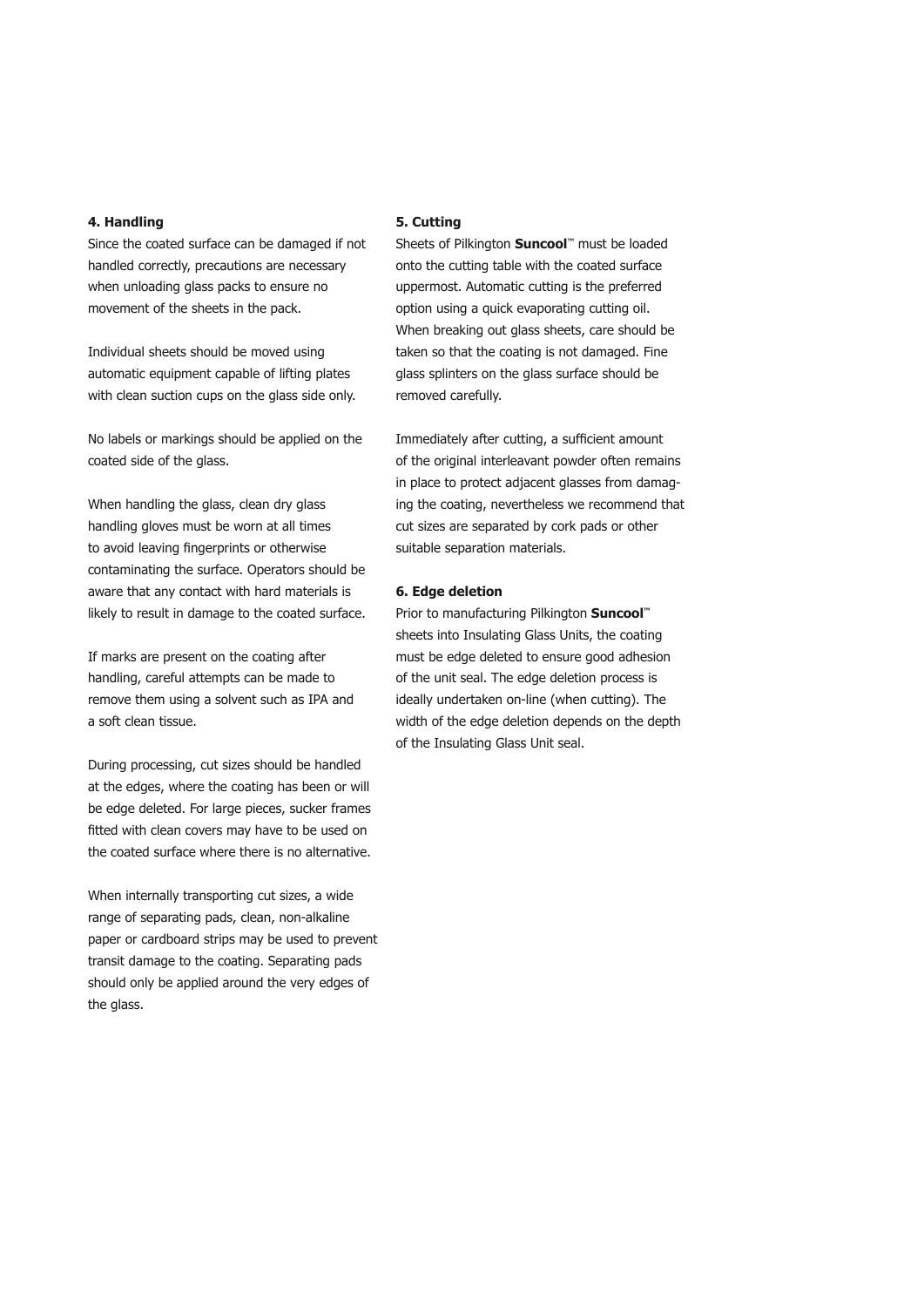### 4. Handling

Since the coated surface can be damaged if not handled correctly, precautions are necessary when unloading glass packs to ensure no movement of the sheets in the pack.

Individual sheets should be moved using automatic equipment capable of lifting plates with clean suction cups on the glass side only.

No labels or markings should be applied on the coated side of the glass.

When handling the glass, clean dry glass handling gloves must be worn at all times to avoid leaving fingerprints or otherwise contaminating the surface. Operators should be aware that any contact with hard materials is likely to result in damage to the coated surface.

If marks are present on the coating after handling, careful attempts can be made to remove them using a solvent such as IPA and a soft clean tissue.

During processing, cut sizes should be handled at the edges, where the coating has been or will be edge deleted. For large pieces, sucker frames fitted with clean covers may have to be used on the coated surface where there is no alternative.

When internally transporting cut sizes, a wide range of separating pads, clean, non-alkaline paper or cardboard strips may be used to prevent transit damage to the coating. Separating pads should only be applied around the very edges of the glass.

### 5. Cutting

Sheets of Pilkington **Suncool**™ must be loaded onto the cutting table with the coated surface uppermost. Automatic cutting is the preferred option using a quick evaporating cutting oil. When breaking out glass sheets, care should be taken so that the coating is not damaged. Fine glass splinters on the glass surface should be removed carefully.

Immediately after cutting, a sufficient amount of the original interleavant powder often remains in place to protect adjacent glasses from damaging the coating, nevertheless we recommend that cut sizes are separated by cork pads or other suitable separation materials.

### 6. Edge deletion

Prior to manufacturing Pilkington **Suncool**™ sheets into Insulating Glass Units, the coating must be edge deleted to ensure good adhesion of the unit seal. The edge deletion process is ideally undertaken on-line (when cutting). The width of the edge deletion depends on the depth of the Insulating Glass Unit seal.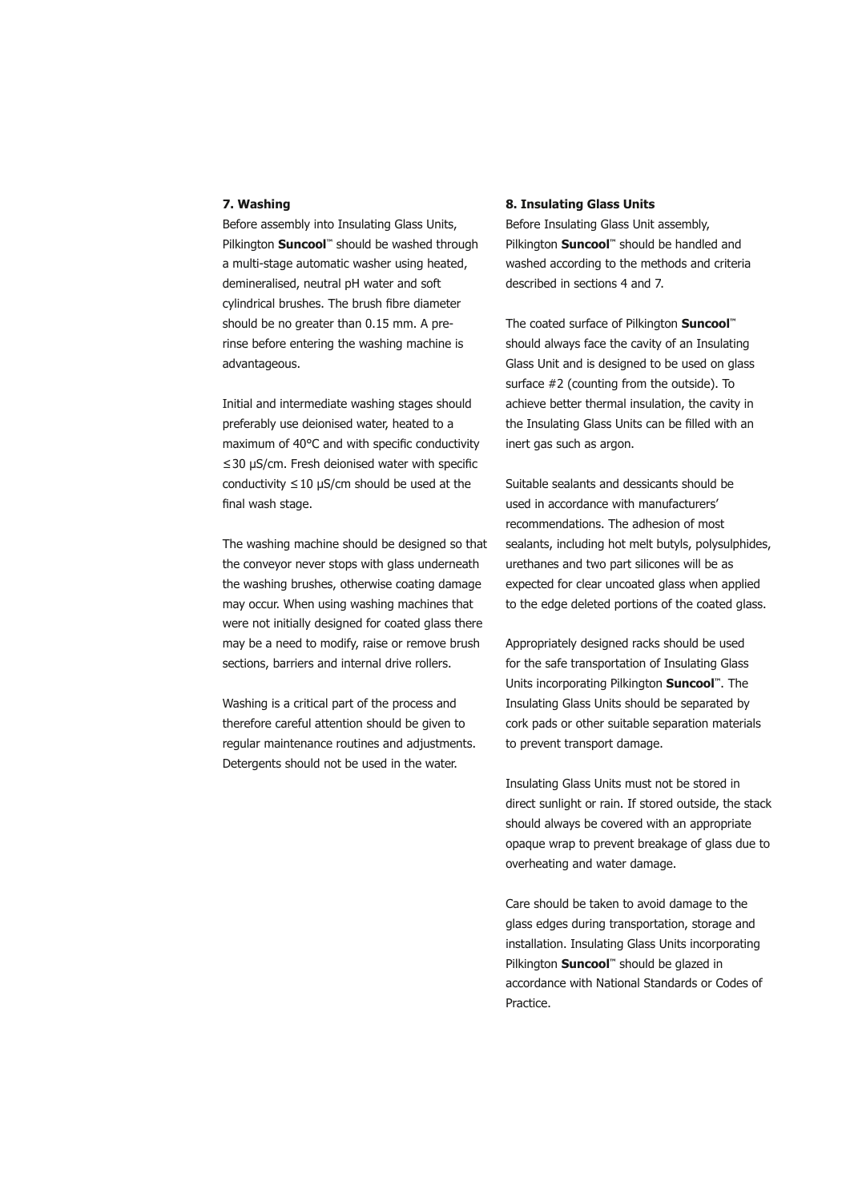### 7. Washing

Before assembly into Insulating Glass Units, Pilkington **Suncool**™ should be washed through a multi-stage automatic washer using heated, demineralised, neutral pH water and soft cylindrical brushes. The brush fibre diameter should be no greater than 0.15 mm. A pre-rinse before entering the washing machine is advantageous.

Initial and intermediate washing stages should preferably use deionised water, heated to a maximum of 40°C and with specific conductivity ≤ 30 μS/cm. Fresh deionised water with specific conductivity ≤ 10 μS/cm should be used at the final wash stage.

The washing machine should be designed so that the conveyor never stops with glass underneath the washing brushes, otherwise coating damage may occur. When using washing machines that were not initially designed for coated glass there may be a need to modify, raise or remove brush sections, barriers and internal drive rollers.

Washing is a critical part of the process and therefore careful attention should be given to regular maintenance routines and adjustments. Detergents should not be used in the water.

### 8. Insulating Glass Units

Before Insulating Glass Unit assembly, Pilkington **Suncool**™ should be handled and washed according to the methods and criteria described in sections 4 and 7.

The coated surface of Pilkington **Suncool**™ should always face the cavity of an Insulating Glass Unit and is designed to be used on glass surface #2 (counting from the outside). To achieve better thermal insulation, the cavity in the Insulating Glass Units can be filled with an inert gas such as argon.

Suitable sealants and dessicants should be used in accordance with manufacturers' recommendations. The adhesion of most sealants, including hot melt butyls, polysulphides, urethanes and two part silicones will be as expected for clear uncoated glass when applied to the edge deleted portions of the coated glass.

Appropriately designed racks should be used for the safe transportation of Insulating Glass Units incorporating Pilkington **Suncool**™. The Insulating Glass Units should be separated by cork pads or other suitable separation materials to prevent transport damage.

Insulating Glass Units must not be stored in direct sunlight or rain. If stored outside, the stack should always be covered with an appropriate opaque wrap to prevent breakage of glass due to overheating and water damage.

Care should be taken to avoid damage to the glass edges during transportation, storage and installation. Insulating Glass Units incorporating Pilkington **Suncool**™ should be glazed in accordance with National Standards or Codes of Practice.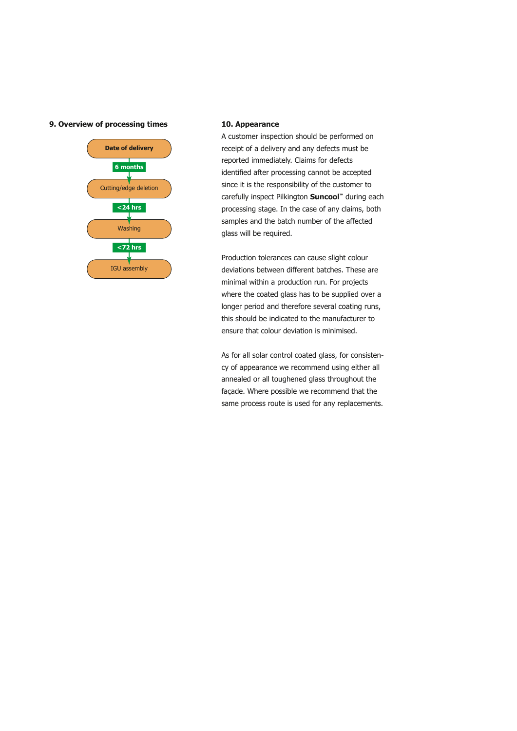## 9. Overview of processing times

Date of delivery

6 months

Cutting/edge deletion

<24 hrs

Washing

<72 hrs

IGU assembly

## 10. Appearance

A customer inspection should be performed on receipt of a delivery and any defects must be reported immediately. Claims for defects identified after processing cannot be accepted since it is the responsibility of the customer to carefully inspect Pilkington **Suncool**™ during each processing stage. In the case of any claims, both samples and the batch number of the affected glass will be required.

Production tolerances can cause slight colour deviations between different batches. These are minimal within a production run. For projects where the coated glass has to be supplied over a longer period and therefore several coating runs, this should be indicated to the manufacturer to ensure that colour deviation is minimised.

As for all solar control coated glass, for consistency of appearance we recommend using either all annealed or all toughened glass throughout the façade. Where possible we recommend that the same process route is used for any replacements.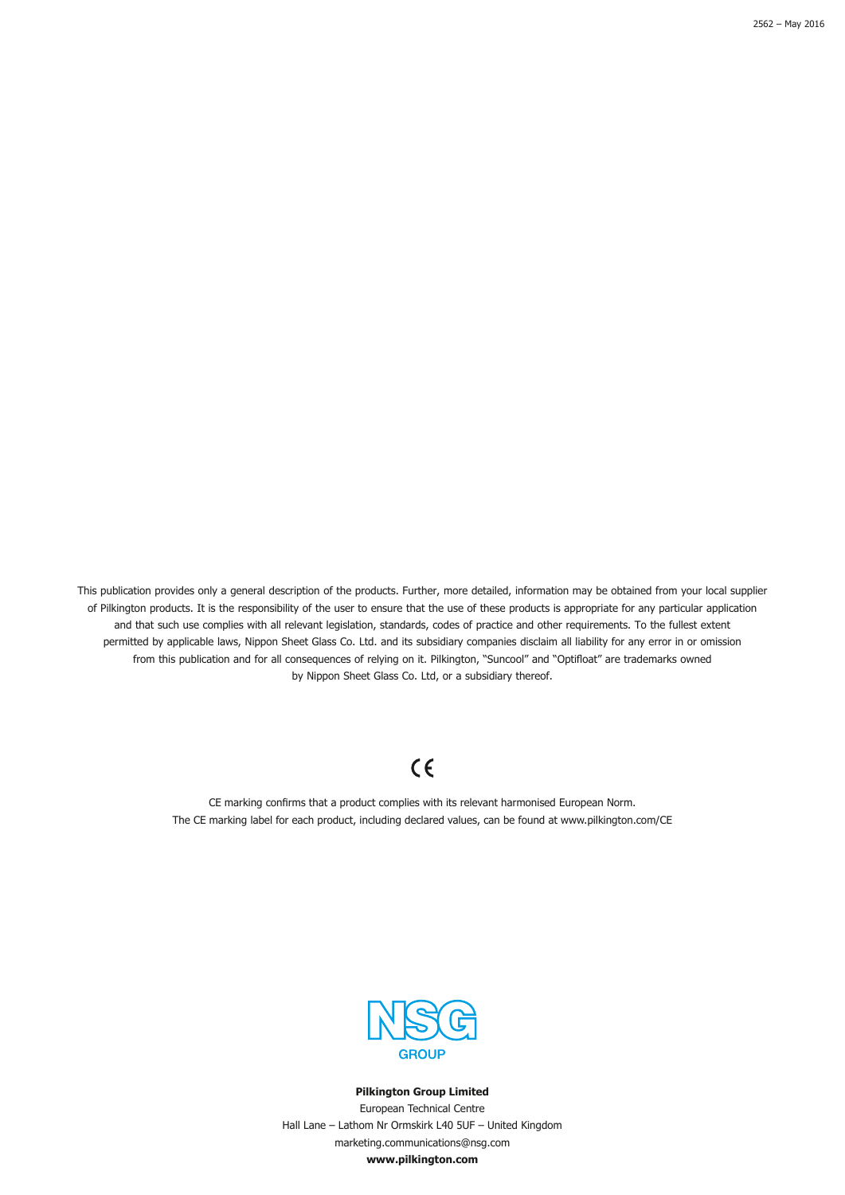2562 – May 2016

This publication provides only a general description of the products. Further, more detailed, information may be obtained from your local supplier of Pilkington products. It is the responsibility of the user to ensure that the use of these products is appropriate for any particular application and that such use complies with all relevant legislation, standards, codes of practice and other requirements. To the fullest extent permitted by applicable laws, Nippon Sheet Glass Co. Ltd. and its subsidiary companies disclaim all liability for any error in or omission from this publication and for all consequences of relying on it. Pilkington, "Suncool" and "Optifloat" are trademarks owned by Nippon Sheet Glass Co. Ltd, or a subsidiary thereof.

CE

CE marking confirms that a product complies with its relevant harmonised European Norm.
The CE marking label for each product, including declared values, can be found at www.pilkington.com/CE

NSG GROUP

**Pilkington Group Limited**
European Technical Centre
Hall Lane – Lathom Nr Ormskirk L40 5UF – United Kingdom
marketing.communications@nsg.com
**www.pilkington.com**